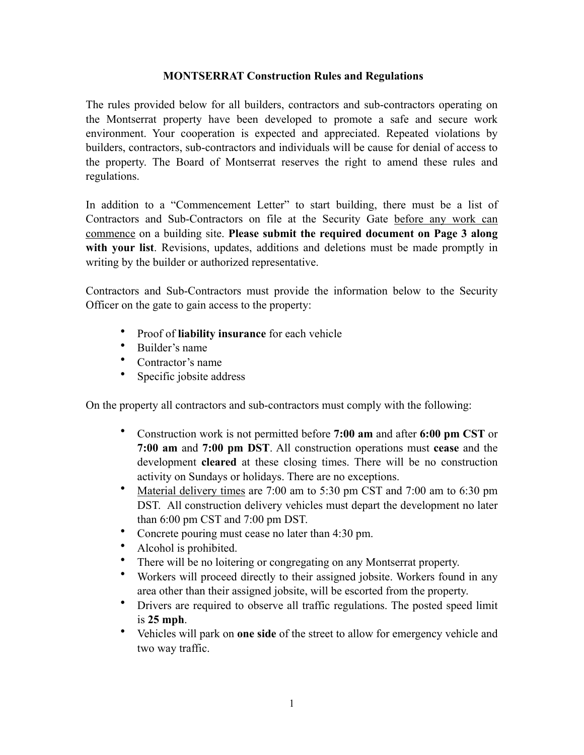# MONTSERRAT Construction Rules and Regulations

The rules provided below for all builders, contractors and sub-contractors operating on the Montserrat property have been developed to promote a safe and secure work environment. Your cooperation is expected and appreciated. Repeated violations by builders, contractors, sub-contractors and individuals will be cause for denial of access to the property. The Board of Montserrat reserves the right to amend these rules and regulations.

In addition to a "Commencement Letter" to start building, there must be a list of Contractors and Sub-Contractors on file at the Security Gate <u>before any work can commence</u> on a building site. **Please submit the required document on Page 3 along with your list**. Revisions, updates, additions and deletions must be made promptly in writing by the builder or authorized representative.

Contractors and Sub-Contractors must provide the information below to the Security Officer on the gate to gain access to the property:

- Proof of **liability insurance** for each vehicle
- Builder's name
- Contractor's name
- Specific jobsite address

On the property all contractors and sub-contractors must comply with the following:

- Construction work is not permitted before **7:00 am** and after **6:00 pm CST** or **7:00 am** and **7:00 pm DST**. All construction operations must **cease** and the development **cleared** at these closing times. There will be no construction activity on Sundays or holidays. There are no exceptions.
- <u>Material delivery times</u> are 7:00 am to 5:30 pm CST and 7:00 am to 6:30 pm DST. All construction delivery vehicles must depart the development no later than 6:00 pm CST and 7:00 pm DST.
- Concrete pouring must cease no later than 4:30 pm.
- Alcohol is prohibited.
- There will be no loitering or congregating on any Montserrat property.
- Workers will proceed directly to their assigned jobsite. Workers found in any area other than their assigned jobsite, will be escorted from the property.
- Drivers are required to observe all traffic regulations. The posted speed limit is **25 mph**.
- Vehicles will park on **one side** of the street to allow for emergency vehicle and two way traffic.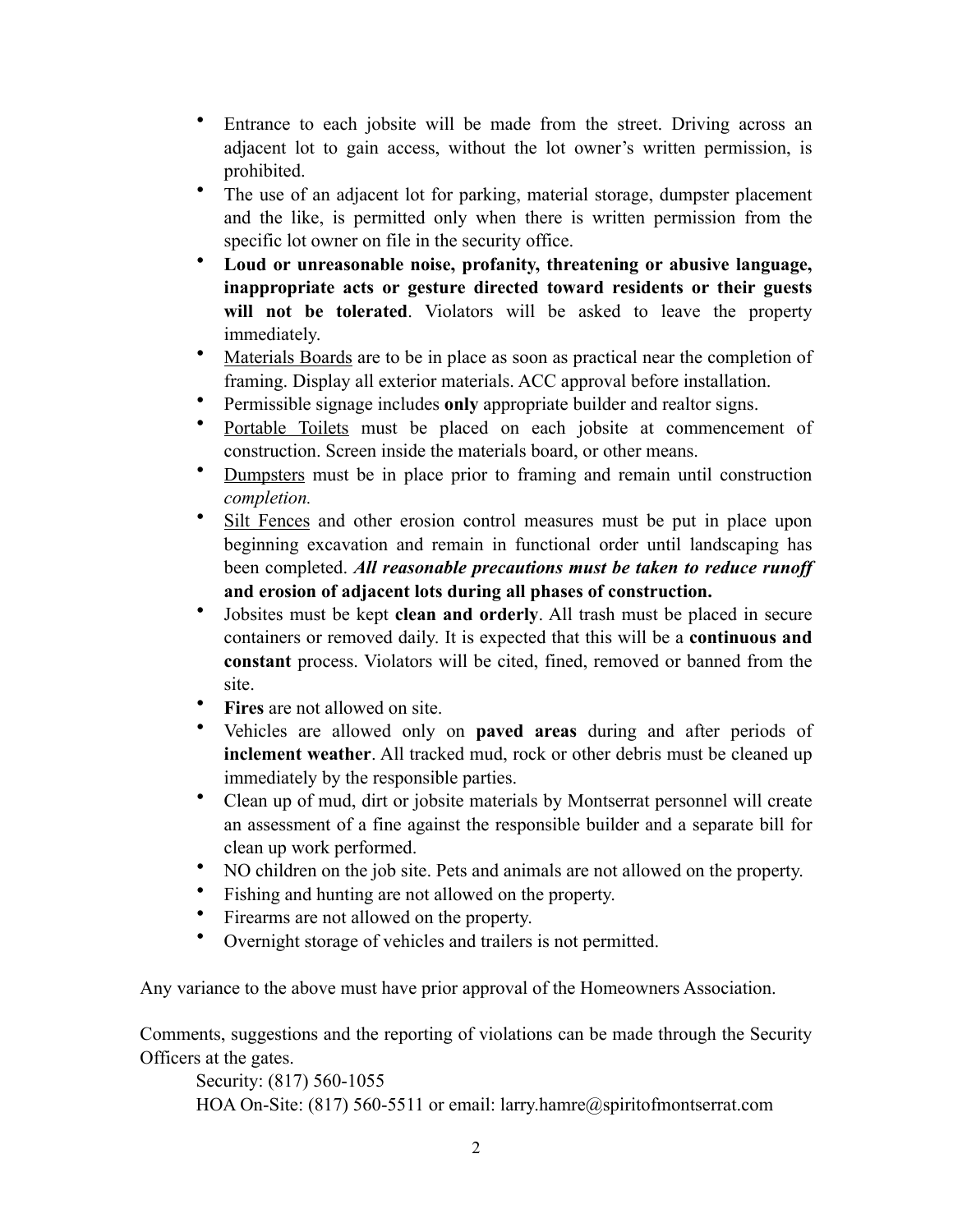- Entrance to each jobsite will be made from the street. Driving across an adjacent lot to gain access, without the lot owner's written permission, is prohibited.
- The use of an adjacent lot for parking, material storage, dumpster placement and the like, is permitted only when there is written permission from the specific lot owner on file in the security office.
- **Loud or unreasonable noise, profanity, threatening or abusive language, inappropriate acts or gesture directed toward residents or their guests will not be tolerated**. Violators will be asked to leave the property immediately.
- <u>Materials Boards</u> are to be in place as soon as practical near the completion of framing. Display all exterior materials. ACC approval before installation.
- Permissible signage includes **only** appropriate builder and realtor signs.
- <u>Portable Toilets</u> must be placed on each jobsite at commencement of construction. Screen inside the materials board, or other means.
- <u>Dumpsters</u> must be in place prior to framing and remain until construction *completion.*
- <u>Silt Fences</u> and other erosion control measures must be put in place upon beginning excavation and remain in functional order until landscaping has been completed. ***All reasonable precautions must be taken to reduce runoff* and erosion of adjacent lots during all phases of construction.**
- Jobsites must be kept **clean and orderly**. All trash must be placed in secure containers or removed daily. It is expected that this will be a **continuous and constant** process. Violators will be cited, fined, removed or banned from the site.
- **Fires** are not allowed on site.
- Vehicles are allowed only on **paved areas** during and after periods of **inclement weather**. All tracked mud, rock or other debris must be cleaned up immediately by the responsible parties.
- Clean up of mud, dirt or jobsite materials by Montserrat personnel will create an assessment of a fine against the responsible builder and a separate bill for clean up work performed.
- NO children on the job site. Pets and animals are not allowed on the property.
- Fishing and hunting are not allowed on the property.
- Firearms are not allowed on the property.
- Overnight storage of vehicles and trailers is not permitted.

Any variance to the above must have prior approval of the Homeowners Association.

Comments, suggestions and the reporting of violations can be made through the Security Officers at the gates.

Security: (817) 560-1055
HOA On-Site: (817) 560-5511 or email: larry.hamre@spiritofmontserrat.com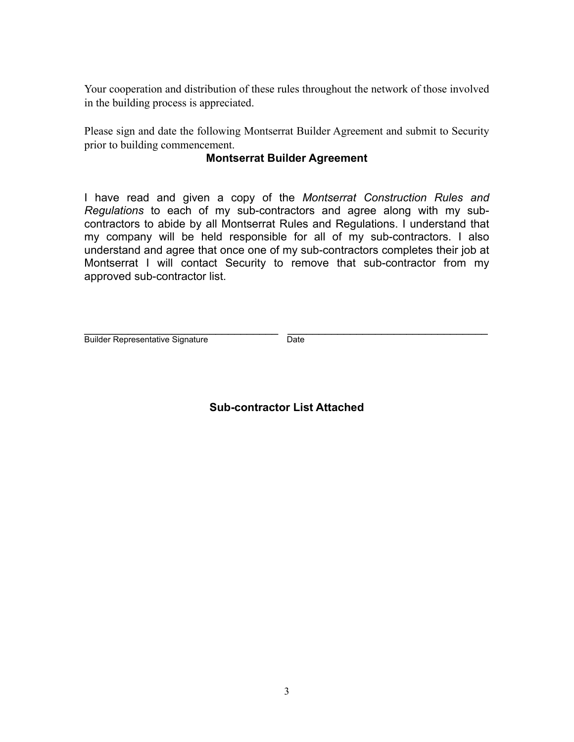Your cooperation and distribution of these rules throughout the network of those involved in the building process is appreciated.

Please sign and date the following Montserrat Builder Agreement and submit to Security prior to building commencement.

## Montserrat Builder Agreement

I have read and given a copy of the *Montserrat Construction Rules and Regulations* to each of my sub-contractors and agree along with my sub-contractors to abide by all Montserrat Rules and Regulations. I understand that my company will be held responsible for all of my sub-contractors. I also understand and agree that once one of my sub-contractors completes their job at Montserrat I will contact Security to remove that sub-contractor from my approved sub-contractor list.

\_\_\_\_\_\_\_\_\_\_\_\_\_\_\_\_\_\_\_\_\_\_\_\_\_\_\_\_\_\_\_\_\_\_\_\_ \_\_\_\_\_\_\_\_\_\_\_\_\_\_\_\_\_\_\_\_\_\_\_\_\_\_\_\_\_\_\_\_\_\_\_\_

Builder Representative Signature Date

## Sub-contractor List Attached